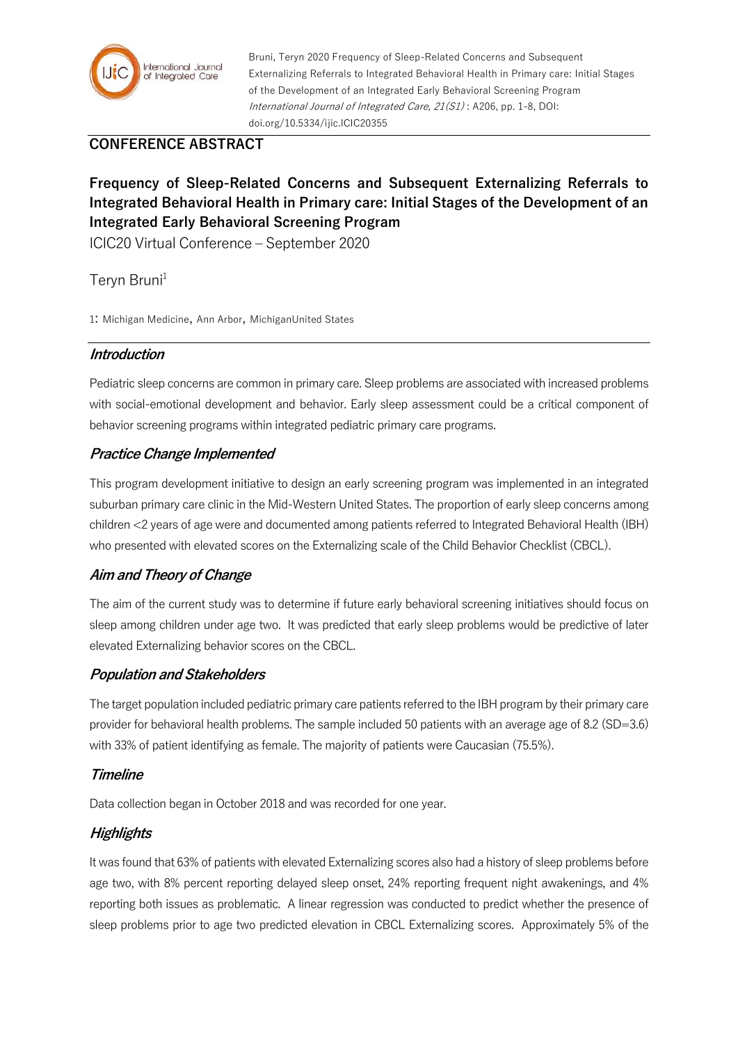Bruni, Teryn 2020 Frequency of Sleep-Related Concerns and Subsequent Externalizing Referrals to Integrated Behavioral Health in Primary care: Initial Stages of the Development of an Integrated Early Behavioral Screening Program *International Journal of Integrated Care, 21(S1)* : A206, pp. 1-8, DOI: doi.org/10.5334/ijic.ICIC20355

## CONFERENCE ABSTRACT

# Frequency of Sleep-Related Concerns and Subsequent Externalizing Referrals to Integrated Behavioral Health in Primary care: Initial Stages of the Development of an Integrated Early Behavioral Screening Program

ICIC20 Virtual Conference – September 2020

Teryn Bruni[1]

1: Michigan Medicine, Ann Arbor, MichiganUnited States

### *Introduction*

Pediatric sleep concerns are common in primary care. Sleep problems are associated with increased problems with social-emotional development and behavior. Early sleep assessment could be a critical component of behavior screening programs within integrated pediatric primary care programs.

### *Practice Change Implemented*

This program development initiative to design an early screening program was implemented in an integrated suburban primary care clinic in the Mid-Western United States. The proportion of early sleep concerns among children <2 years of age were and documented among patients referred to Integrated Behavioral Health (IBH) who presented with elevated scores on the Externalizing scale of the Child Behavior Checklist (CBCL).

### *Aim and Theory of Change*

The aim of the current study was to determine if future early behavioral screening initiatives should focus on sleep among children under age two. It was predicted that early sleep problems would be predictive of later elevated Externalizing behavior scores on the CBCL.

### *Population and Stakeholders*

The target population included pediatric primary care patients referred to the IBH program by their primary care provider for behavioral health problems. The sample included 50 patients with an average age of 8.2 (SD=3.6) with 33% of patient identifying as female. The majority of patients were Caucasian (75.5%).

### *Timeline*

Data collection began in October 2018 and was recorded for one year.

### *Highlights*

It was found that 63% of patients with elevated Externalizing scores also had a history of sleep problems before age two, with 8% percent reporting delayed sleep onset, 24% reporting frequent night awakenings, and 4% reporting both issues as problematic. A linear regression was conducted to predict whether the presence of sleep problems prior to age two predicted elevation in CBCL Externalizing scores. Approximately 5% of the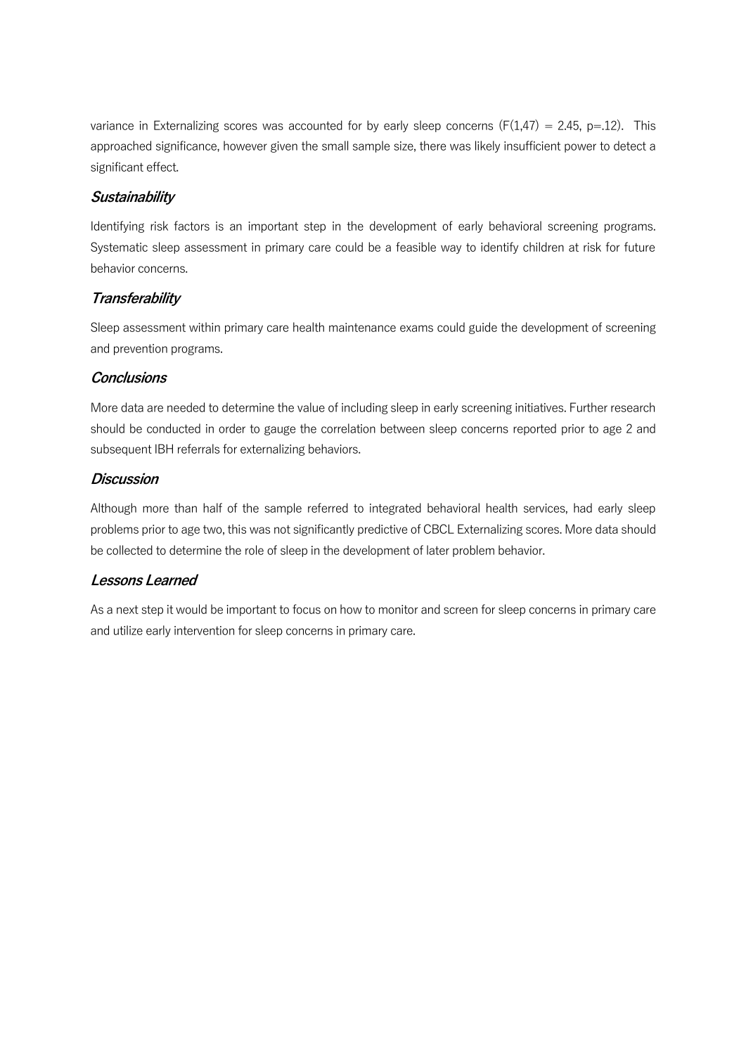variance in Externalizing scores was accounted for by early sleep concerns ($F(1,47) = 2.45$, $p=.12$). This approached significance, however given the small sample size, there was likely insufficient power to detect a significant effect.

### *Sustainability*

Identifying risk factors is an important step in the development of early behavioral screening programs. Systematic sleep assessment in primary care could be a feasible way to identify children at risk for future behavior concerns.

### *Transferability*

Sleep assessment within primary care health maintenance exams could guide the development of screening and prevention programs.

### *Conclusions*

More data are needed to determine the value of including sleep in early screening initiatives. Further research should be conducted in order to gauge the correlation between sleep concerns reported prior to age 2 and subsequent IBH referrals for externalizing behaviors.

### *Discussion*

Although more than half of the sample referred to integrated behavioral health services, had early sleep problems prior to age two, this was not significantly predictive of CBCL Externalizing scores. More data should be collected to determine the role of sleep in the development of later problem behavior.

### *Lessons Learned*

As a next step it would be important to focus on how to monitor and screen for sleep concerns in primary care and utilize early intervention for sleep concerns in primary care.